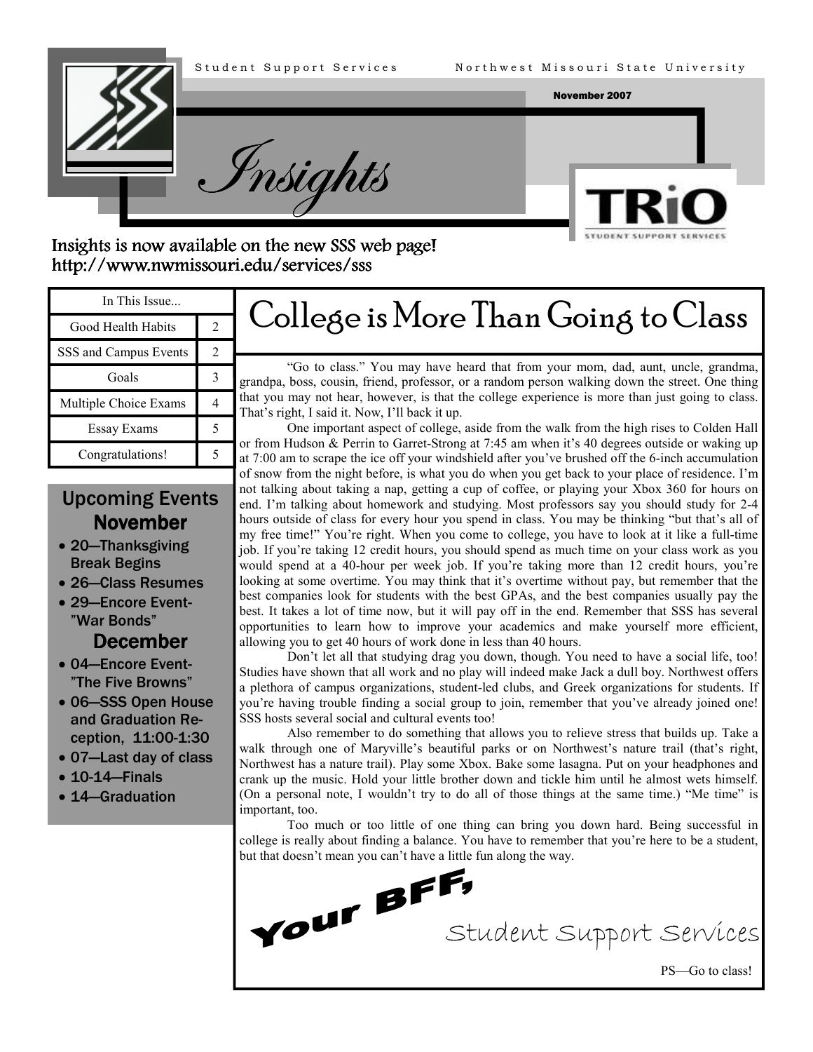Student Support Services — Northwest Missouri State University

November 2007

# Insights

TRiO Student Support Services

**Insights is now available on the new SSS web page!**
**http://www.nwmissouri.edu/services/sss**

| In This Issue... | |
|---|---|
| Good Health Habits | 2 |
| SSS and Campus Events | 2 |
| Goals | 3 |
| Multiple Choice Exams | 4 |
| Essay Exams | 5 |
| Congratulations! | 5 |

## Upcoming Events

### November

- 20—Thanksgiving Break Begins
- 26—Class Resumes
- 29—Encore Event- "War Bonds"

### December

- 04—Encore Event- "The Five Browns"
- 06—SSS Open House and Graduation Reception, 11:00-1:30
- 07—Last day of class
- 10-14—Finals
- 14—Graduation

# College is More Than Going to Class

"Go to class." You may have heard that from your mom, dad, aunt, uncle, grandma, grandpa, boss, cousin, friend, professor, or a random person walking down the street. One thing that you may not hear, however, is that the college experience is more than just going to class. That's right, I said it. Now, I'll back it up.

One important aspect of college, aside from the walk from the high rises to Colden Hall or from Hudson & Perrin to Garret-Strong at 7:45 am when it's 40 degrees outside or waking up at 7:00 am to scrape the ice off your windshield after you've brushed off the 6-inch accumulation of snow from the night before, is what you do when you get back to your place of residence. I'm not talking about taking a nap, getting a cup of coffee, or playing your Xbox 360 for hours on end. I'm talking about homework and studying. Most professors say you should study for 2-4 hours outside of class for every hour you spend in class. You may be thinking "but that's all of my free time!" You're right. When you come to college, you have to look at it like a full-time job. If you're taking 12 credit hours, you should spend as much time on your class work as you would spend at a 40-hour per week job. If you're taking more than 12 credit hours, you're looking at some overtime. You may think that it's overtime without pay, but remember that the best companies look for students with the best GPAs, and the best companies usually pay the best. It takes a lot of time now, but it will pay off in the end. Remember that SSS has several opportunities to learn how to improve your academics and make yourself more efficient, allowing you to get 40 hours of work done in less than 40 hours.

Don't let all that studying drag you down, though. You need to have a social life, too! Studies have shown that all work and no play will indeed make Jack a dull boy. Northwest offers a plethora of campus organizations, student-led clubs, and Greek organizations for students. If you're having trouble finding a social group to join, remember that you've already joined one! SSS hosts several social and cultural events too!

Also remember to do something that allows you to relieve stress that builds up. Take a walk through one of Maryville's beautiful parks or on Northwest's nature trail (that's right, Northwest has a nature trail). Play some Xbox. Bake some lasagna. Put on your headphones and crank up the music. Hold your little brother down and tickle him until he almost wets himself. (On a personal note, I wouldn't try to do all of those things at the same time.) "Me time" is important, too.

Too much or too little of one thing can bring you down hard. Being successful in college is really about finding a balance. You have to remember that you're here to be a student, but that doesn't mean you can't have a little fun along the way.

**Your BFF,**

Student Support Services

PS—Go to class!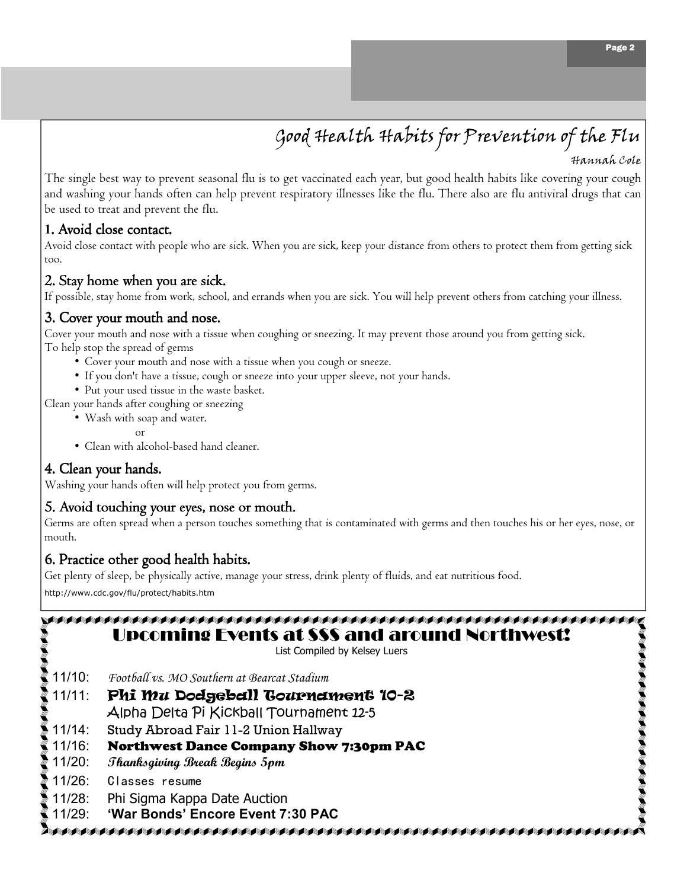# Good Health Habits for Prevention of the Flu

*Hannah Cole*

The single best way to prevent seasonal flu is to get vaccinated each year, but good health habits like covering your cough and washing your hands often can help prevent respiratory illnesses like the flu. There also are flu antiviral drugs that can be used to treat and prevent the flu.

## 1. Avoid close contact.

Avoid close contact with people who are sick. When you are sick, keep your distance from others to protect them from getting sick too.

## 2. Stay home when you are sick.

If possible, stay home from work, school, and errands when you are sick. You will help prevent others from catching your illness.

## 3. Cover your mouth and nose.

Cover your mouth and nose with a tissue when coughing or sneezing. It may prevent those around you from getting sick.

To help stop the spread of germs

- Cover your mouth and nose with a tissue when you cough or sneeze.
- If you don't have a tissue, cough or sneeze into your upper sleeve, not your hands.
- Put your used tissue in the waste basket.

Clean your hands after coughing or sneezing

- Wash with soap and water.

  or

- Clean with alcohol-based hand cleaner.

## 4. Clean your hands.

Washing your hands often will help protect you from germs.

## 5. Avoid touching your eyes, nose or mouth.

Germs are often spread when a person touches something that is contaminated with germs and then touches his or her eyes, nose, or mouth.

## 6. Practice other good health habits.

Get plenty of sleep, be physically active, manage your stress, drink plenty of fluids, and eat nutritious food.

http://www.cdc.gov/flu/protect/habits.htm

# Upcoming Events at SSS and around Northwest!

List Compiled by Kelsey Luers

- 11/10: *Football vs. MO Southern at Bearcat Stadium*
- 11/11: **Phi Mu Dodgeball Tournament 10-2**
  Alpha Delta Pi Kickball Tournament 12-5
- 11/14: Study Abroad Fair 11-2 Union Hallway
- 11/16: **Northwest Dance Company Show 7:30pm PAC**
- 11/20: ***Thanksgiving Break Begins 5pm***
- 11/26: Classes resume
- 11/28: Phi Sigma Kappa Date Auction
- 11/29: **'War Bonds' Encore Event 7:30 PAC**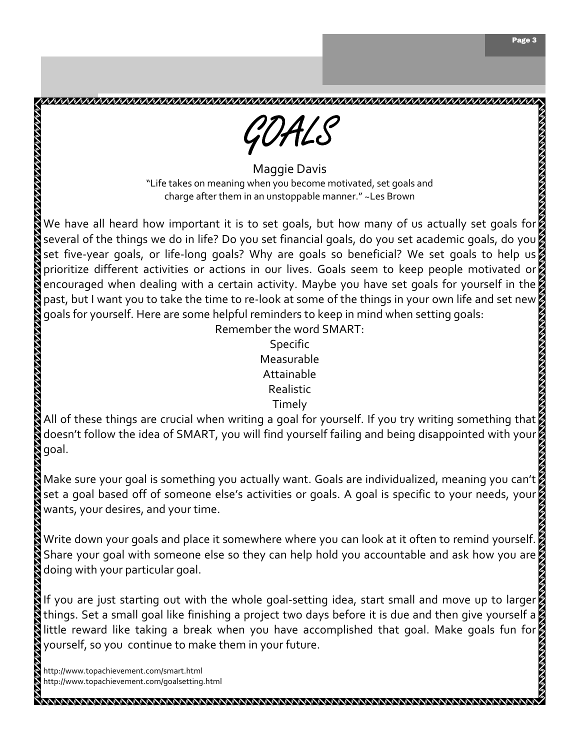# GOALS

Maggie Davis

"Life takes on meaning when you become motivated, set goals and charge after them in an unstoppable manner." ~Les Brown

We have all heard how important it is to set goals, but how many of us actually set goals for several of the things we do in life? Do you set financial goals, do you set academic goals, do you set five-year goals, or life-long goals? Why are goals so beneficial? We set goals to help us prioritize different activities or actions in our lives. Goals seem to keep people motivated or encouraged when dealing with a certain activity. Maybe you have set goals for yourself in the past, but I want you to take the time to re-look at some of the things in your own life and set new goals for yourself. Here are some helpful reminders to keep in mind when setting goals:

Remember the word SMART:

Specific
Measurable
Attainable
Realistic
Timely

All of these things are crucial when writing a goal for yourself. If you try writing something that doesn't follow the idea of SMART, you will find yourself failing and being disappointed with your goal.

Make sure your goal is something you actually want. Goals are individualized, meaning you can't set a goal based off of someone else's activities or goals. A goal is specific to your needs, your wants, your desires, and your time.

Write down your goals and place it somewhere where you can look at it often to remind yourself. Share your goal with someone else so they can help hold you accountable and ask how you are doing with your particular goal.

If you are just starting out with the whole goal-setting idea, start small and move up to larger things. Set a small goal like finishing a project two days before it is due and then give yourself a little reward like taking a break when you have accomplished that goal. Make goals fun for yourself, so you continue to make them in your future.

http://www.topachievement.com/smart.html
http://www.topachievement.com/goalsetting.html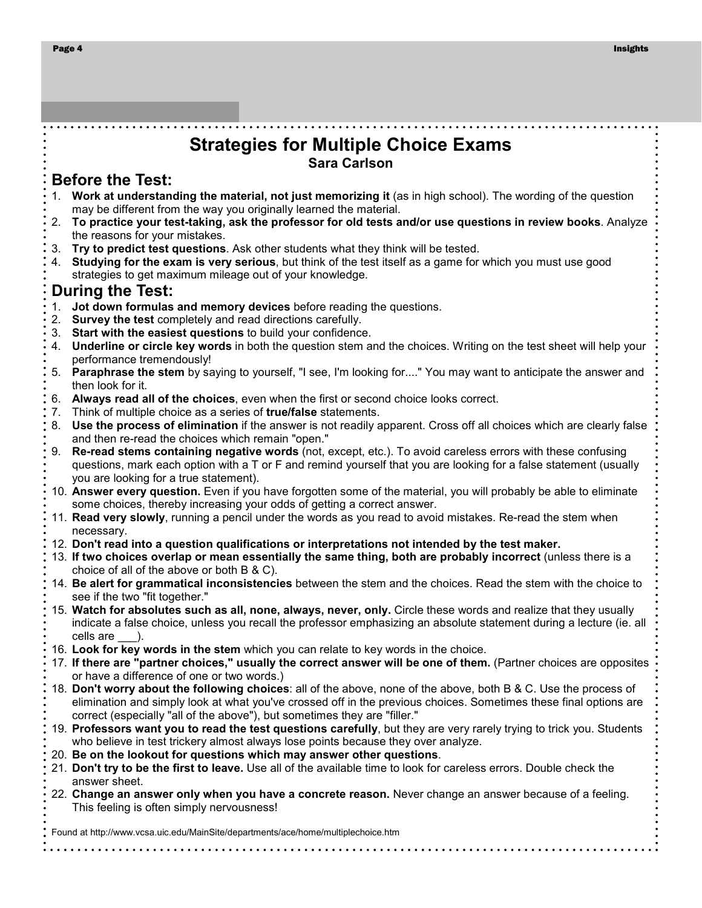# Strategies for Multiple Choice Exams

**Sara Carlson**

## Before the Test:

1. **Work at understanding the material, not just memorizing it** (as in high school). The wording of the question may be different from the way you originally learned the material.
2. **To practice your test-taking, ask the professor for old tests and/or use questions in review books**. Analyze the reasons for your mistakes.
3. **Try to predict test questions**. Ask other students what they think will be tested.
4. **Studying for the exam is very serious**, but think of the test itself as a game for which you must use good strategies to get maximum mileage out of your knowledge.

## During the Test:

1. **Jot down formulas and memory devices** before reading the questions.
2. **Survey the test** completely and read directions carefully.
3. **Start with the easiest questions** to build your confidence.
4. **Underline or circle key words** in both the question stem and the choices. Writing on the test sheet will help your performance tremendously!
5. **Paraphrase the stem** by saying to yourself, "I see, I'm looking for...." You may want to anticipate the answer and then look for it.
6. **Always read all of the choices**, even when the first or second choice looks correct.
7. Think of multiple choice as a series of **true/false** statements.
8. **Use the process of elimination** if the answer is not readily apparent. Cross off all choices which are clearly false and then re-read the choices which remain "open."
9. **Re-read stems containing negative words** (not, except, etc.). To avoid careless errors with these confusing questions, mark each option with a T or F and remind yourself that you are looking for a false statement (usually you are looking for a true statement).
10. **Answer every question.** Even if you have forgotten some of the material, you will probably be able to eliminate some choices, thereby increasing your odds of getting a correct answer.
11. **Read very slowly**, running a pencil under the words as you read to avoid mistakes. Re-read the stem when necessary.
12. **Don't read into a question qualifications or interpretations not intended by the test maker.**
13. **If two choices overlap or mean essentially the same thing, both are probably incorrect** (unless there is a choice of all of the above or both B & C).
14. **Be alert for grammatical inconsistencies** between the stem and the choices. Read the stem with the choice to see if the two "fit together."
15. **Watch for absolutes such as all, none, always, never, only.** Circle these words and realize that they usually indicate a false choice, unless you recall the professor emphasizing an absolute statement during a lecture (ie. all cells are ___).
16. **Look for key words in the stem** which you can relate to key words in the choice.
17. **If there are "partner choices," usually the correct answer will be one of them.** (Partner choices are opposites or have a difference of one or two words.)
18. **Don't worry about the following choices**: all of the above, none of the above, both B & C. Use the process of elimination and simply look at what you've crossed off in the previous choices. Sometimes these final options are correct (especially "all of the above"), but sometimes they are "filler."
19. **Professors want you to read the test questions carefully**, but they are very rarely trying to trick you. Students who believe in test trickery almost always lose points because they over analyze.
20. **Be on the lookout for questions which may answer other questions**.
21. **Don't try to be the first to leave.** Use all of the available time to look for careless errors. Double check the answer sheet.
22. **Change an answer only when you have a concrete reason.** Never change an answer because of a feeling. This feeling is often simply nervousness!

Found at http://www.vcsa.uic.edu/MainSite/departments/ace/home/multiplechoice.htm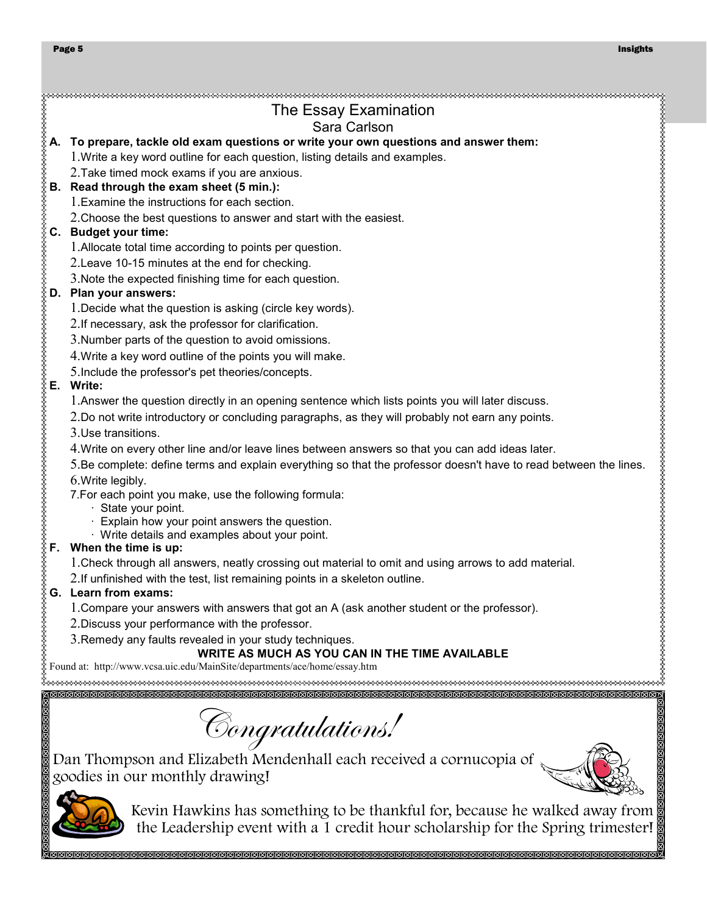## The Essay Examination

Sara Carlson

**A. To prepare, tackle old exam questions or write your own questions and answer them:**

1. Write a key word outline for each question, listing details and examples.
2. Take timed mock exams if you are anxious.

**B. Read through the exam sheet (5 min.):**

1. Examine the instructions for each section.
2. Choose the best questions to answer and start with the easiest.

**C. Budget your time:**

1. Allocate total time according to points per question.
2. Leave 10-15 minutes at the end for checking.
3. Note the expected finishing time for each question.

**D. Plan your answers:**

1. Decide what the question is asking (circle key words).
2. If necessary, ask the professor for clarification.
3. Number parts of the question to avoid omissions.
4. Write a key word outline of the points you will make.
5. Include the professor's pet theories/concepts.

**E. Write:**

1. Answer the question directly in an opening sentence which lists points you will later discuss.
2. Do not write introductory or concluding paragraphs, as they will probably not earn any points.
3. Use transitions.
4. Write on every other line and/or leave lines between answers so that you can add ideas later.
5. Be complete: define terms and explain everything so that the professor doesn't have to read between the lines.
6. Write legibly.
7. For each point you make, use the following formula:
   - State your point.
   - Explain how your point answers the question.
   - Write details and examples about your point.

**F. When the time is up:**

1. Check through all answers, neatly crossing out material to omit and using arrows to add material.
2. If unfinished with the test, list remaining points in a skeleton outline.

**G. Learn from exams:**

1. Compare your answers with answers that got an A (ask another student or the professor).
2. Discuss your performance with the professor.
3. Remedy any faults revealed in your study techniques.

**WRITE AS MUCH AS YOU CAN IN THE TIME AVAILABLE**

Found at: http://www.vcsa.uic.edu/MainSite/departments/ace/home/essay.htm

## *Congratulations!*

Dan Thompson and Elizabeth Mendenhall each received a cornucopia of goodies in our monthly drawing!

Kevin Hawkins has something to be thankful for, because he walked away from the Leadership event with a 1 credit hour scholarship for the Spring trimester!